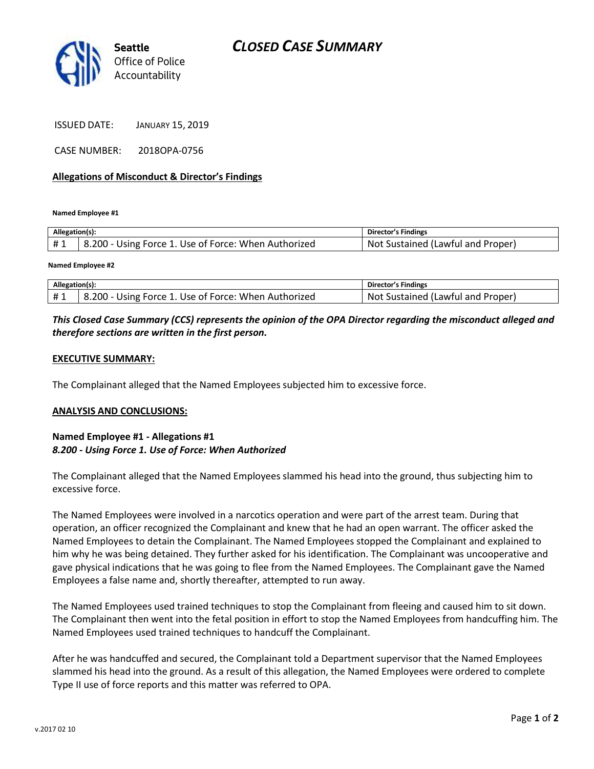Seattle Office of Police Accountability

# CLOSED CASE SUMMARY

ISSUED DATE: JANUARY 15, 2019

CASE NUMBER: 2018OPA-0756

**Allegations of Misconduct & Director's Findings**

**Named Employee #1**

| Allegation(s): | | Director's Findings |
|---|---|---|
| # 1 | 8.200 - Using Force 1. Use of Force: When Authorized | Not Sustained (Lawful and Proper) |

**Named Employee #2**

| Allegation(s): | | Director's Findings |
|---|---|---|
| # 1 | 8.200 - Using Force 1. Use of Force: When Authorized | Not Sustained (Lawful and Proper) |

***This Closed Case Summary (CCS) represents the opinion of the OPA Director regarding the misconduct alleged and therefore sections are written in the first person.***

**EXECUTIVE SUMMARY:**

The Complainant alleged that the Named Employees subjected him to excessive force.

**ANALYSIS AND CONCLUSIONS:**

**Named Employee #1 - Allegations #1**
***8.200 - Using Force 1. Use of Force: When Authorized***

The Complainant alleged that the Named Employees slammed his head into the ground, thus subjecting him to excessive force.

The Named Employees were involved in a narcotics operation and were part of the arrest team. During that operation, an officer recognized the Complainant and knew that he had an open warrant. The officer asked the Named Employees to detain the Complainant. The Named Employees stopped the Complainant and explained to him why he was being detained. They further asked for his identification. The Complainant was uncooperative and gave physical indications that he was going to flee from the Named Employees. The Complainant gave the Named Employees a false name and, shortly thereafter, attempted to run away.

The Named Employees used trained techniques to stop the Complainant from fleeing and caused him to sit down. The Complainant then went into the fetal position in effort to stop the Named Employees from handcuffing him. The Named Employees used trained techniques to handcuff the Complainant.

After he was handcuffed and secured, the Complainant told a Department supervisor that the Named Employees slammed his head into the ground. As a result of this allegation, the Named Employees were ordered to complete Type II use of force reports and this matter was referred to OPA.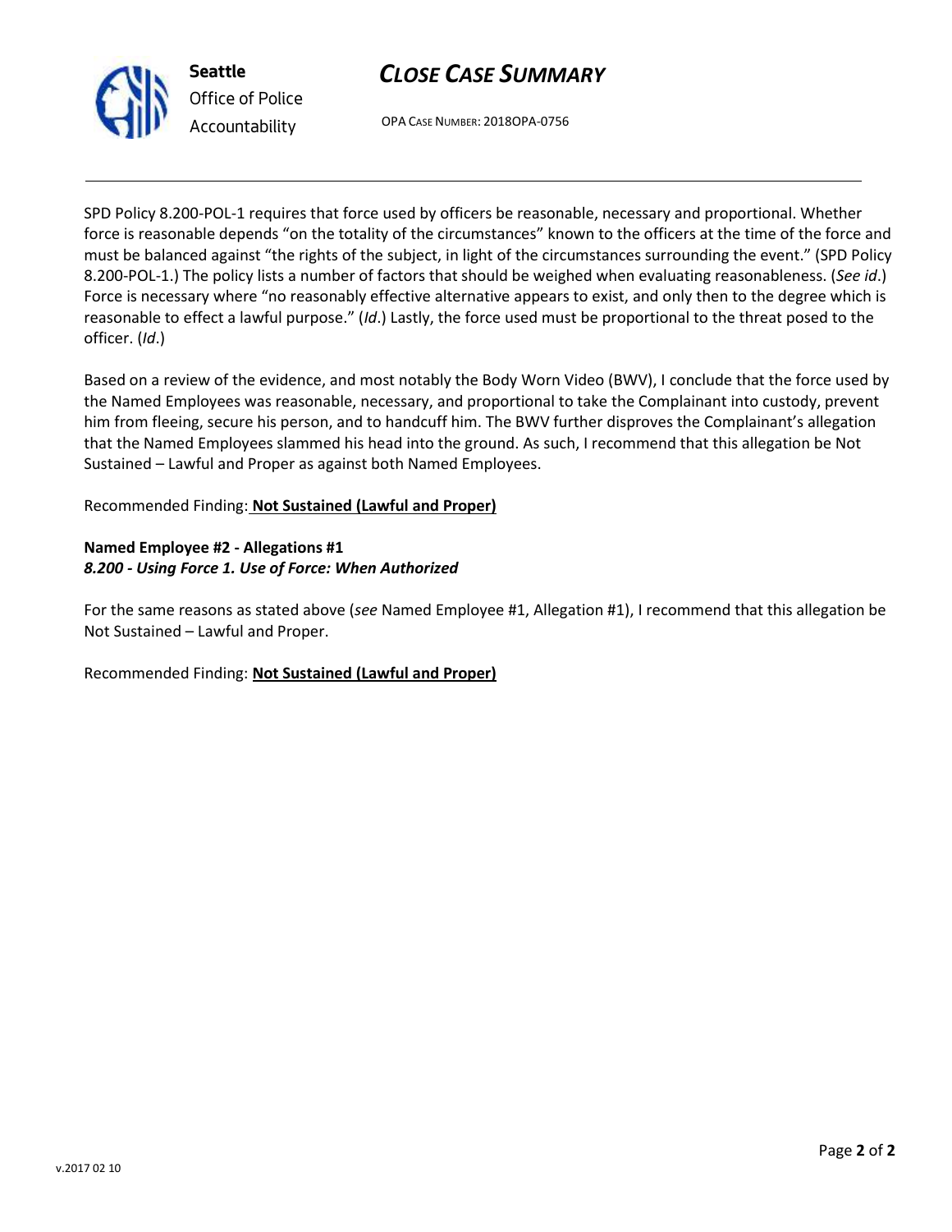SPD Policy 8.200-POL-1 requires that force used by officers be reasonable, necessary and proportional. Whether force is reasonable depends "on the totality of the circumstances" known to the officers at the time of the force and must be balanced against "the rights of the subject, in light of the circumstances surrounding the event." (SPD Policy 8.200-POL-1.) The policy lists a number of factors that should be weighed when evaluating reasonableness. (*See id*.) Force is necessary where "no reasonably effective alternative appears to exist, and only then to the degree which is reasonable to effect a lawful purpose." (*Id*.) Lastly, the force used must be proportional to the threat posed to the officer. (*Id*.)

Based on a review of the evidence, and most notably the Body Worn Video (BWV), I conclude that the force used by the Named Employees was reasonable, necessary, and proportional to take the Complainant into custody, prevent him from fleeing, secure his person, and to handcuff him. The BWV further disproves the Complainant's allegation that the Named Employees slammed his head into the ground. As such, I recommend that this allegation be Not Sustained – Lawful and Proper as against both Named Employees.

Recommended Finding: **Not Sustained (Lawful and Proper)**

**Named Employee #2 - Allegations #1**
***8.200 - Using Force 1. Use of Force: When Authorized***

For the same reasons as stated above (*see* Named Employee #1, Allegation #1), I recommend that this allegation be Not Sustained – Lawful and Proper.

Recommended Finding: **Not Sustained (Lawful and Proper)**